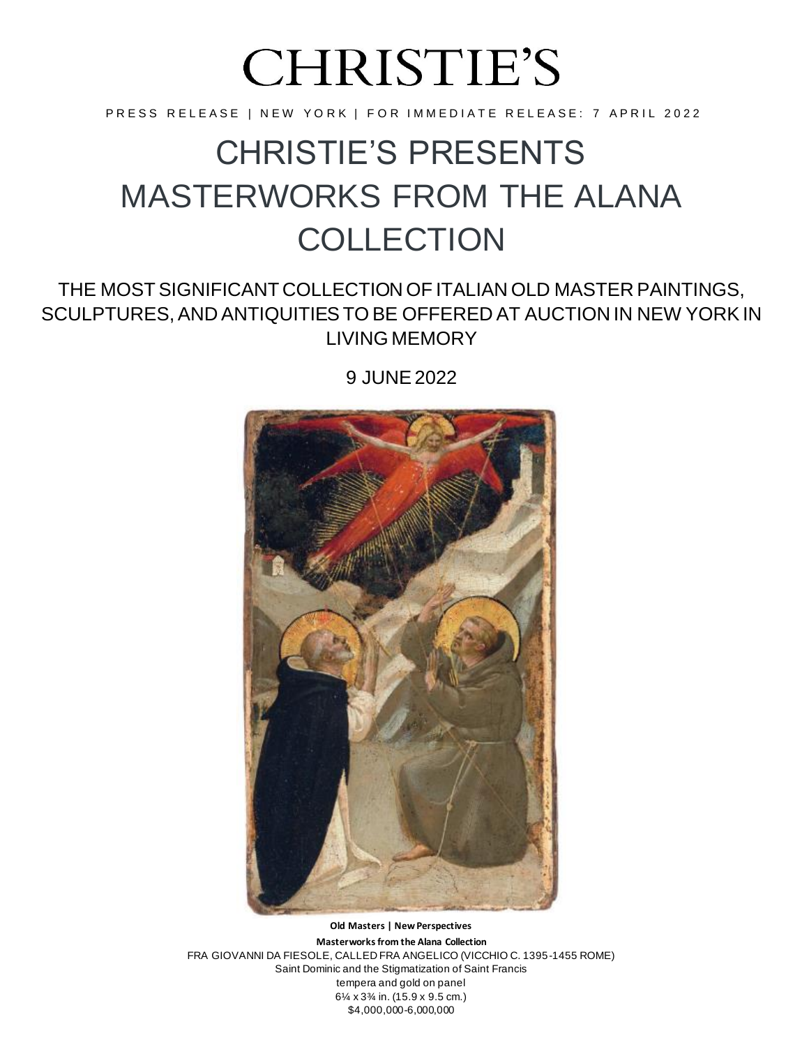# CHRISTIE'S

PRESS RELEASE | NEW YORK | FOR IMMEDIATE RELEASE: 7 APRIL 2022

# CHRISTIE'S PRESENTS MASTERWORKS FROM THE ALANA COLLECTION

## THE MOST SIGNIFICANT COLLECTION OF ITALIAN OLD MASTER PAINTINGS, SCULPTURES, AND ANTIQUITIES TO BE OFFERED AT AUCTION IN NEW YORK IN LIVING MEMORY

9 JUNE 2022

**Old Masters | New Perspectives**

**Masterworks from the Alana Collection**

FRA GIOVANNI DA FIESOLE, CALLED FRA ANGELICO (VICCHIO C. 1395-1455 ROME)
Saint Dominic and the Stigmatization of Saint Francis
tempera and gold on panel
6¼ x 3¾ in. (15.9 x 9.5 cm.)
$4,000,000-6,000,000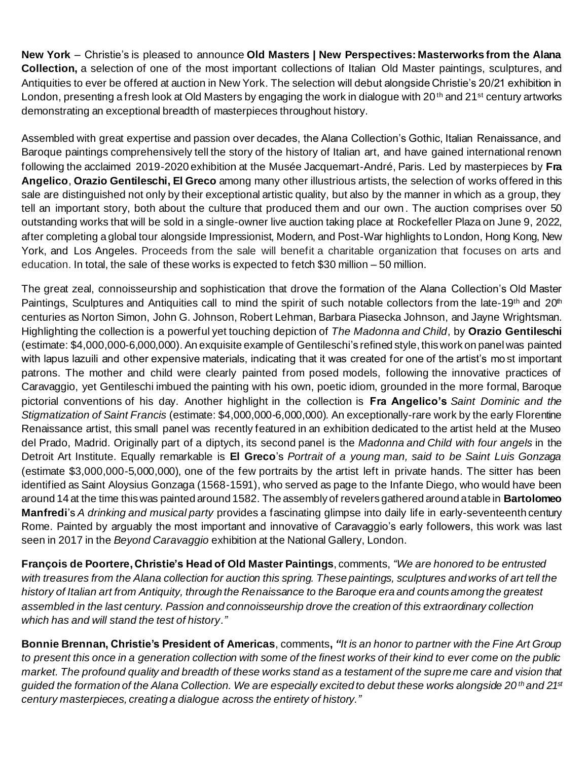**New York** – Christie's is pleased to announce **Old Masters | New Perspectives: Masterworks from the Alana Collection,** a selection of one of the most important collections of Italian Old Master paintings, sculptures, and Antiquities to ever be offered at auction in New York. The selection will debut alongside Christie's 20/21 exhibition in London, presenting a fresh look at Old Masters by engaging the work in dialogue with 20th and 21st century artworks demonstrating an exceptional breadth of masterpieces throughout history.

Assembled with great expertise and passion over decades, the Alana Collection's Gothic, Italian Renaissance, and Baroque paintings comprehensively tell the story of the history of Italian art, and have gained international renown following the acclaimed 2019-2020 exhibition at the Musée Jacquemart-André, Paris. Led by masterpieces by **Fra Angelico**, **Orazio Gentileschi, El Greco** among many other illustrious artists, the selection of works offered in this sale are distinguished not only by their exceptional artistic quality, but also by the manner in which as a group, they tell an important story, both about the culture that produced them and our own. The auction comprises over 50 outstanding works that will be sold in a single-owner live auction taking place at Rockefeller Plaza on June 9, 2022, after completing a global tour alongside Impressionist, Modern, and Post-War highlights to London, Hong Kong, New York, and Los Angeles. Proceeds from the sale will benefit a charitable organization that focuses on arts and education. In total, the sale of these works is expected to fetch $30 million – 50 million.

The great zeal, connoisseurship and sophistication that drove the formation of the Alana Collection's Old Master Paintings, Sculptures and Antiquities call to mind the spirit of such notable collectors from the late-19th and 20th centuries as Norton Simon, John G. Johnson, Robert Lehman, Barbara Piasecka Johnson, and Jayne Wrightsman. Highlighting the collection is a powerful yet touching depiction of *The Madonna and Child*, by **Orazio Gentileschi** (estimate: $4,000,000-6,000,000). An exquisite example of Gentileschi's refined style, this work on panel was painted with lapus lazuili and other expensive materials, indicating that it was created for one of the artist's most important patrons. The mother and child were clearly painted from posed models, following the innovative practices of Caravaggio, yet Gentileschi imbued the painting with his own, poetic idiom, grounded in the more formal, Baroque pictorial conventions of his day. Another highlight in the collection is **Fra Angelico's** *Saint Dominic and the Stigmatization of Saint Francis* (estimate: $4,000,000-6,000,000). An exceptionally-rare work by the early Florentine Renaissance artist, this small panel was recently featured in an exhibition dedicated to the artist held at the Museo del Prado, Madrid. Originally part of a diptych, its second panel is the *Madonna and Child with four angels* in the Detroit Art Institute. Equally remarkable is **El Greco**'s *Portrait of a young man, said to be Saint Luis Gonzaga* (estimate $3,000,000-5,000,000), one of the few portraits by the artist left in private hands. The sitter has been identified as Saint Aloysius Gonzaga (1568-1591), who served as page to the Infante Diego, who would have been around 14 at the time this was painted around 1582. The assembly of revelers gathered around a table in **Bartolomeo Manfredi**'s *A drinking and musical party* provides a fascinating glimpse into daily life in early-seventeenth century Rome. Painted by arguably the most important and innovative of Caravaggio's early followers, this work was last seen in 2017 in the *Beyond Caravaggio* exhibition at the National Gallery, London.

**François de Poortere, Christie's Head of Old Master Paintings**, comments, *"We are honored to be entrusted with treasures from the Alana collection for auction this spring. These paintings, sculptures and works of art tell the history of Italian art from Antiquity, through the Renaissance to the Baroque era and counts among the greatest assembled in the last century. Passion and connoisseurship drove the creation of this extraordinary collection which has and will stand the test of history."*

**Bonnie Brennan, Christie's President of Americas**, comments**,** *"It is an honor to partner with the Fine Art Group to present this once in a generation collection with some of the finest works of their kind to ever come on the public market. The profound quality and breadth of these works stand as a testament of the supreme care and vision that guided the formation of the Alana Collection. We are especially excited to debut these works alongside 20th and 21st century masterpieces, creating a dialogue across the entirety of history."*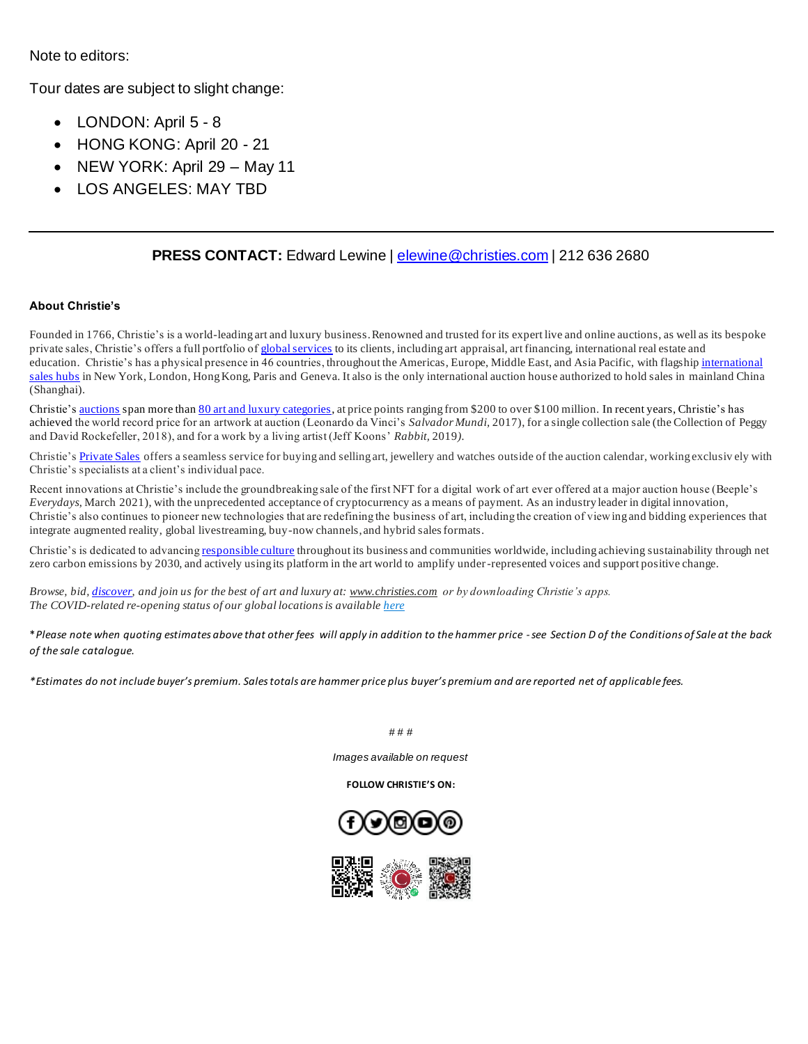Note to editors:

Tour dates are subject to slight change:

- LONDON: April 5 - 8
- HONG KONG: April 20 - 21
- NEW YORK: April 29 – May 11
- LOS ANGELES: MAY TBD

---

**PRESS CONTACT:** Edward Lewine | elewine@christies.com | 212 636 2680

**About Christie's**

Founded in 1766, Christie's is a world-leading art and luxury business. Renowned and trusted for its expert live and online auctions, as well as its bespoke private sales, Christie's offers a full portfolio of global services to its clients, including art appraisal, art financing, international real estate and education. Christie's has a physical presence in 46 countries, throughout the Americas, Europe, Middle East, and Asia Pacific, with flagship international sales hubs in New York, London, Hong Kong, Paris and Geneva. It also is the only international auction house authorized to hold sales in mainland China (Shanghai).

Christie's auctions span more than 80 art and luxury categories, at price points ranging from $200 to over $100 million. In recent years, Christie's has achieved the world record price for an artwork at auction (Leonardo da Vinci's *Salvador Mundi*, 2017), for a single collection sale (the Collection of Peggy and David Rockefeller, 2018), and for a work by a living artist (Jeff Koons' *Rabbit*, 2019).

Christie's Private Sales offers a seamless service for buying and selling art, jewellery and watches outside of the auction calendar, working exclusively with Christie's specialists at a client's individual pace.

Recent innovations at Christie's include the groundbreaking sale of the first NFT for a digital work of art ever offered at a major auction house (Beeple's *Everydays*, March 2021), with the unprecedented acceptance of cryptocurrency as a means of payment. As an industry leader in digital innovation, Christie's also continues to pioneer new technologies that are redefining the business of art, including the creation of viewing and bidding experiences that integrate augmented reality, global livestreaming, buy-now channels, and hybrid sales formats.

Christie's is dedicated to advancing responsible culture throughout its business and communities worldwide, including achieving sustainability through net zero carbon emissions by 2030, and actively using its platform in the art world to amplify under-represented voices and support positive change.

*Browse, bid, discover, and join us for the best of art and luxury at: www.christies.com or by downloading Christie's apps.*
*The COVID-related re-opening status of our global locations is available here*

**Please note when quoting estimates above that other fees will apply in addition to the hammer price - see Section D of the Conditions of Sale at the back of the sale catalogue.*

**Estimates do not include buyer's premium. Sales totals are hammer price plus buyer's premium and are reported net of applicable fees.*

# # #

*Images available on request*

**FOLLOW CHRISTIE'S ON:**